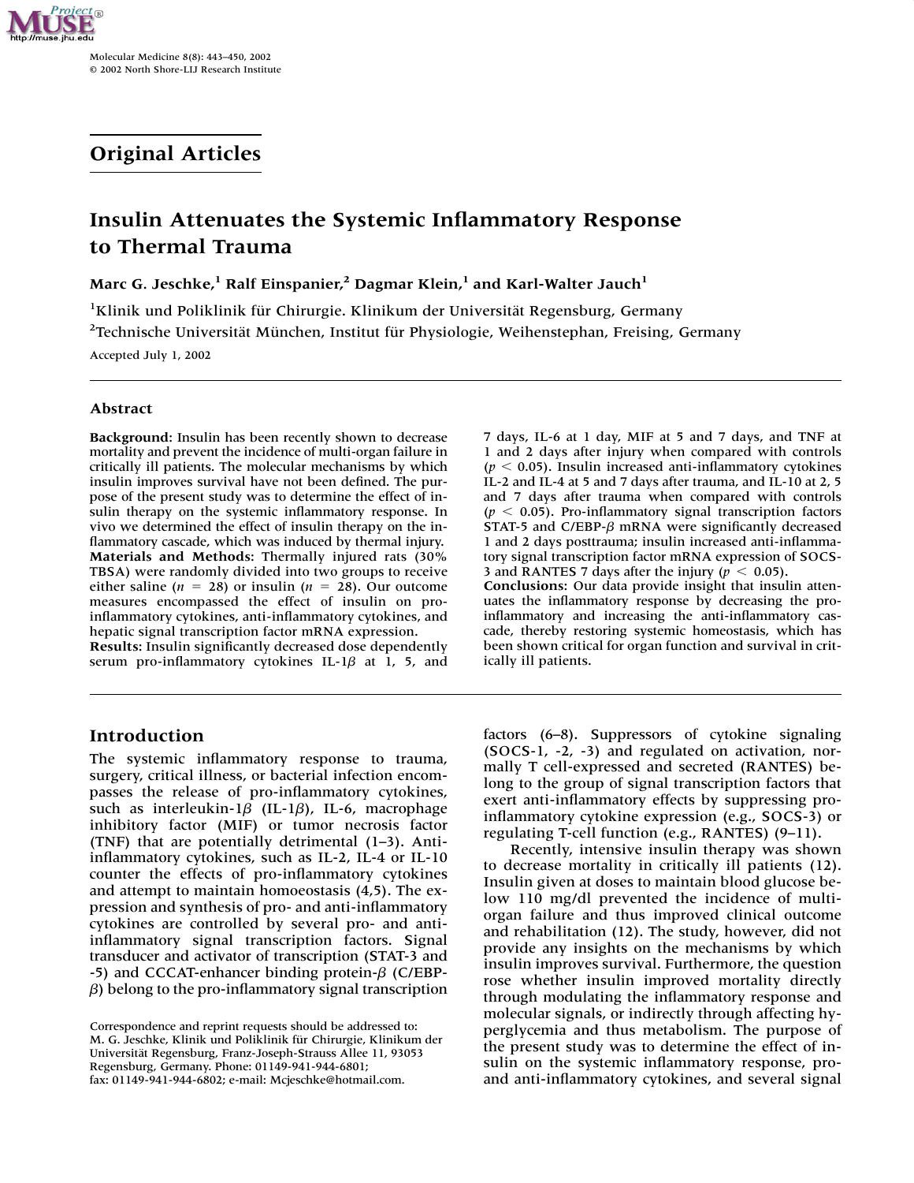## Original Articles

# Insulin Attenuates the Systemic Inflammatory Response to Thermal Trauma

**Marc G. Jeschke,[1] Ralf Einspanier,[2] Dagmar Klein,[1] and Karl-Walter Jauch[1]**

[1]Klinik und Poliklinik für Chirurgie. Klinikum der Universität Regensburg, Germany

[2]Technische Universität München, Institut für Physiologie, Weihenstephan, Freising, Germany

Accepted July 1, 2002

### Abstract

**Background**: Insulin has been recently shown to decrease mortality and prevent the incidence of multi-organ failure in critically ill patients. The molecular mechanisms by which insulin improves survival have not been defined. The purpose of the present study was to determine the effect of insulin therapy on the systemic inflammatory response. In vivo we determined the effect of insulin therapy on the inflammatory cascade, which was induced by thermal injury.

**Materials and Methods**: Thermally injured rats (30% TBSA) were randomly divided into two groups to receive either saline ($n = 28$) or insulin ($n = 28$). Our outcome measures encompassed the effect of insulin on pro-inflammatory cytokines, anti-inflammatory cytokines, and hepatic signal transcription factor mRNA expression.

**Results**: Insulin significantly decreased dose dependently serum pro-inflammatory cytokines IL-1$\beta$ at 1, 5, and 7 days, IL-6 at 1 day, MIF at 5 and 7 days, and TNF at 1 and 2 days after injury when compared with controls ($p < 0.05$). Insulin increased anti-inflammatory cytokines IL-2 and IL-4 at 5 and 7 days after trauma, and IL-10 at 2, 5 and 7 days after trauma when compared with controls ($p < 0.05$). Pro-inflammatory signal transcription factors STAT-5 and C/EBP-$\beta$ mRNA were significantly decreased 1 and 2 days posttrauma; insulin increased anti-inflammatory signal transcription factor mRNA expression of SOCS-3 and RANTES 7 days after the injury ($p < 0.05$).

**Conclusions:** Our data provide insight that insulin attenuates the inflammatory response by decreasing the pro-inflammatory and increasing the anti-inflammatory cascade, thereby restoring systemic homeostasis, which has been shown critical for organ function and survival in critically ill patients.

## Introduction

The systemic inflammatory response to trauma, surgery, critical illness, or bacterial infection encompasses the release of pro-inflammatory cytokines, such as interleukin-1$\beta$ (IL-1$\beta$), IL-6, macrophage inhibitory factor (MIF) or tumor necrosis factor (TNF) that are potentially detrimental (1–3). Anti-inflammatory cytokines, such as IL-2, IL-4 or IL-10 counter the effects of pro-inflammatory cytokines and attempt to maintain homoeostasis (4,5). The expression and synthesis of pro- and anti-inflammatory cytokines are controlled by several pro- and anti-inflammatory signal transcription factors. Signal transducer and activator of transcription (STAT-3 and -5) and CCCAT-enhancer binding protein-$\beta$ (C/EBP-$\beta$) belong to the pro-inflammatory signal transcription factors (6–8). Suppressors of cytokine signaling (SOCS-1, -2, -3) and regulated on activation, normally T cell-expressed and secreted (RANTES) belong to the group of signal transcription factors that exert anti-inflammatory effects by suppressing pro-inflammatory cytokine expression (e.g., SOCS-3) or regulating T-cell function (e.g., RANTES) (9–11).

Recently, intensive insulin therapy was shown to decrease mortality in critically ill patients (12). Insulin given at doses to maintain blood glucose below 110 mg/dl prevented the incidence of multi-organ failure and thus improved clinical outcome and rehabilitation (12). The study, however, did not provide any insights on the mechanisms by which insulin improves survival. Furthermore, the question rose whether insulin improved mortality directly through modulating the inflammatory response and molecular signals, or indirectly through affecting hyperglycemia and thus metabolism. The purpose of the present study was to determine the effect of insulin on the systemic inflammatory response, pro- and anti-inflammatory cytokines, and several signal

Correspondence and reprint requests should be addressed to: M. G. Jeschke, Klinik und Poliklinik für Chirurgie, Klinikum der Universität Regensburg, Franz-Joseph-Strauss Allee 11, 93053 Regensburg, Germany. Phone: 01149-941-944-6801; fax: 01149-941-944-6802; e-mail: Mcjeschke@hotmail.com.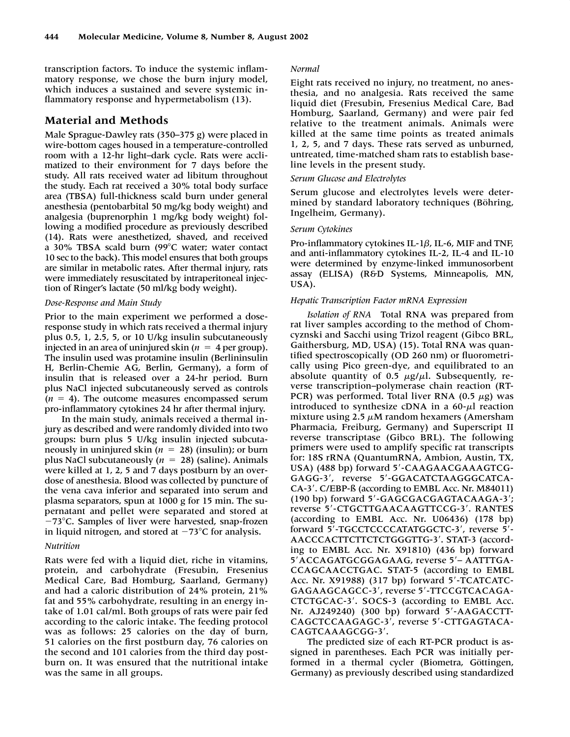transcription factors. To induce the systemic inflammatory response, we chose the burn injury model, which induces a sustained and severe systemic inflammatory response and hypermetabolism (13).

## Material and Methods

Male Sprague-Dawley rats (350–375 g) were placed in wire-bottom cages housed in a temperature-controlled room with a 12-hr light–dark cycle. Rats were acclimatized to their environment for 7 days before the study. All rats received water ad libitum throughout the study. Each rat received a 30% total body surface area (TBSA) full-thickness scald burn under general anesthesia (pentobarbital 50 mg/kg body weight) and analgesia (buprenorphin 1 mg/kg body weight) following a modified procedure as previously described (14). Rats were anesthetized, shaved, and received a 30% TBSA scald burn (99°C water; water contact 10 sec to the back). This model ensures that both groups are similar in metabolic rates. After thermal injury, rats were immediately resuscitated by intraperitoneal injection of Ringer's lactate (50 ml/kg body weight).

### *Dose-Response and Main Study*

Prior to the main experiment we performed a dose-response study in which rats received a thermal injury plus 0.5, 1, 2.5, 5, or 10 U/kg insulin subcutaneously injected in an area of uninjured skin ($n = 4$ per group). The insulin used was protamine insulin (Berlininsulin H, Berlin-Chemie AG, Berlin, Germany), a form of insulin that is released over a 24-hr period. Burn plus NaCl injected subcutaneously served as controls ($n = 4$). The outcome measures encompassed serum pro-inflammatory cytokines 24 hr after thermal injury.

In the main study, animals received a thermal injury as described and were randomly divided into two groups: burn plus 5 U/kg insulin injected subcutaneously in uninjured skin ($n = 28$) (insulin); or burn plus NaCl subcutaneously ($n = 28$) (saline). Animals were killed at 1, 2, 5 and 7 days postburn by an overdose of anesthesia. Blood was collected by puncture of the vena cava inferior and separated into serum and plasma separators, spun at 1000 g for 15 min. The supernatant and pellet were separated and stored at −73°C. Samples of liver were harvested, snap-frozen in liquid nitrogen, and stored at −73°C for analysis.

### *Nutrition*

Rats were fed with a liquid diet, riche in vitamins, protein, and carbohydrate (Fresubin, Fresenius Medical Care, Bad Homburg, Saarland, Germany) and had a caloric distribution of 24% protein, 21% fat and 55% carbohydrate, resulting in an energy intake of 1.01 cal/ml. Both groups of rats were pair fed according to the caloric intake. The feeding protocol was as follows: 25 calories on the day of burn, 51 calories on the first postburn day, 76 calories on the second and 101 calories from the third day postburn on. It was ensured that the nutritional intake was the same in all groups.

### *Normal*

Eight rats received no injury, no treatment, no anesthesia, and no analgesia. Rats received the same liquid diet (Fresubin, Fresenius Medical Care, Bad Homburg, Saarland, Germany) and were pair fed relative to the treatment animals. Animals were killed at the same time points as treated animals 1, 2, 5, and 7 days. These rats served as unburned, untreated, time-matched sham rats to establish baseline levels in the present study.

### *Serum Glucose and Electrolytes*

Serum glucose and electrolytes levels were determined by standard laboratory techniques (Böhring, Ingelheim, Germany).

### *Serum Cytokines*

Pro-inflammatory cytokines IL-1$\beta$, IL-6, MIF and TNF, and anti-inflammatory cytokines IL-2, IL-4 and IL-10 were determined by enzyme-linked immunosorbent assay (ELISA) (R&D Systems, Minneapolis, MN, USA).

### *Hepatic Transcription Factor mRNA Expression*

*Isolation of RNA* Total RNA was prepared from rat liver samples according to the method of Chomczynski and Sacchi using Trizol reagent (Gibco BRL, Gaithersburg, MD, USA) (15). Total RNA was quantified spectroscopically (OD 260 nm) or fluorometrically using Pico green-dye, and equilibrated to an absolute quantity of 0.5 $\mu$g/$\mu$l. Subsequently, reverse transcription–polymerase chain reaction (RT-PCR) was performed. Total liver RNA (0.5 $\mu$g) was introduced to synthesize cDNA in a 60-$\mu$l reaction mixture using 2.5 $\mu$M random hexamers (Amersham Pharmacia, Freiburg, Germany) and Superscript II reverse transcriptase (Gibco BRL). The following primers were used to amplify specific rat transcripts for: 18S rRNA (QuantumRNA, Ambion, Austin, TX, USA) (488 bp) forward 5′-CAAGAACGAAAGTCGGAGG-3′, reverse 5′-GGACATCTAAGGGCATCACA-3′. C/EBP-ß (according to EMBL Acc. Nr. M84011) (190 bp) forward 5′-GAGCGACGAGTACAAGA-3′; reverse 5′-CTGCTTGAACAAGTTCCG-3′. RANTES (according to EMBL Acc. Nr. U06436) (178 bp) forward 5′-TGCCTCCCCATATGGCTC-3′, reverse 5′-AACCCACTTCTTCTCTGGGTTG-3′. STAT-3 (according to EMBL Acc. Nr. X91810) (436 bp) forward 5′ACCAGATGCGGAGAAG, reverse 5′– AATTTGACCAGCAACCTGAC. STAT-5 (according to EMBL Acc. Nr. X91988) (317 bp) forward 5′-TCATCATCGAGAAGCAGCC-3′, reverse 5′-TTCCGTCACAGACTCTGCAC-3′. SOCS-3 (according to EMBL Acc. Nr. AJ249240) (300 bp) forward 5′-AAGACCTTCAGCTCCAAGAGC-3′, reverse 5′-CTTGAGTACACAGTCAAAGCGG-3′.

The predicted size of each RT-PCR product is assigned in parentheses. Each PCR was initially performed in a thermal cycler (Biometra, Göttingen, Germany) as previously described using standardized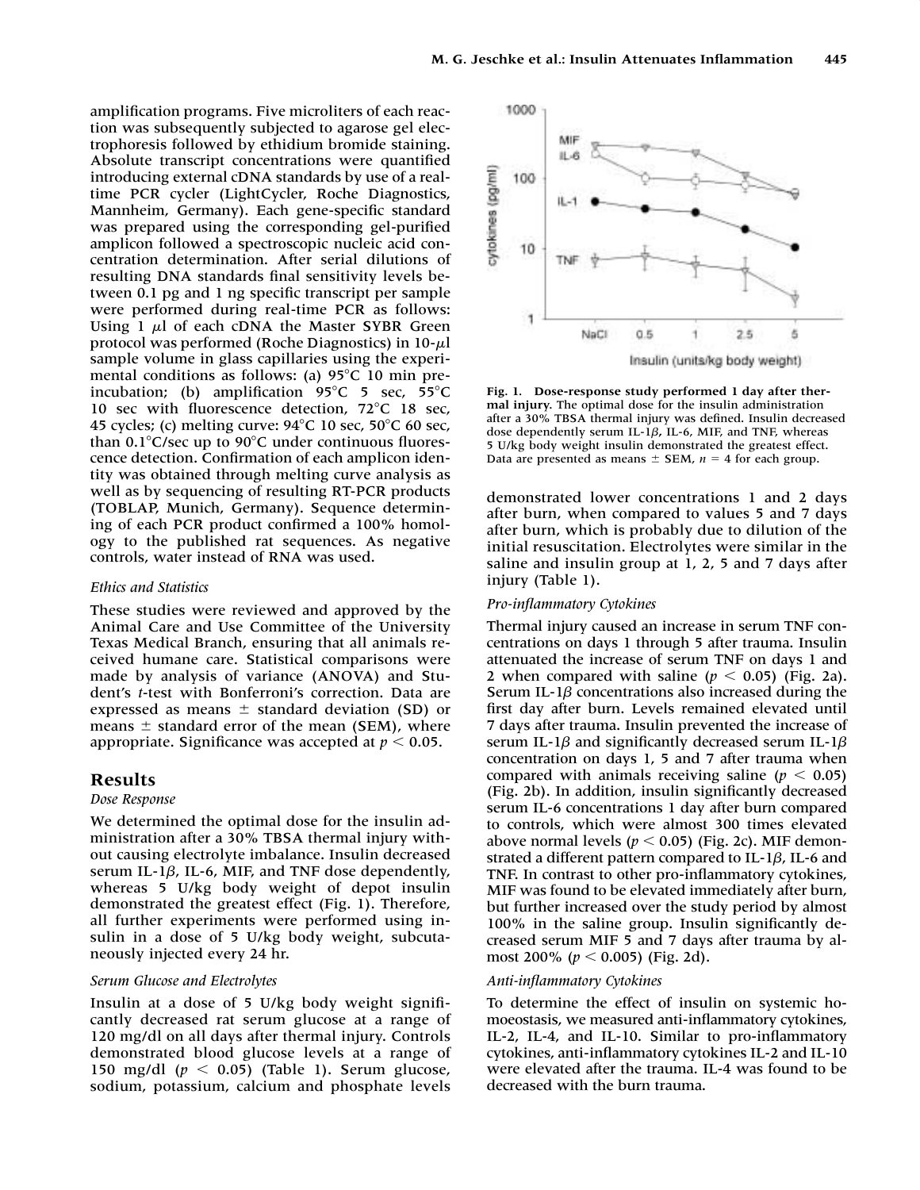amplification programs. Five microliters of each reaction was subsequently subjected to agarose gel electrophoresis followed by ethidium bromide staining. Absolute transcript concentrations were quantified introducing external cDNA standards by use of a real-time PCR cycler (LightCycler, Roche Diagnostics, Mannheim, Germany). Each gene-specific standard was prepared using the corresponding gel-purified amplicon followed a spectroscopic nucleic acid concentration determination. After serial dilutions of resulting DNA standards final sensitivity levels between 0.1 pg and 1 ng specific transcript per sample were performed during real-time PCR as follows: Using 1 $\mu$l of each cDNA the Master SYBR Green protocol was performed (Roche Diagnostics) in 10-$\mu$l sample volume in glass capillaries using the experimental conditions as follows: (a) 95°C 10 min preincubation; (b) amplification 95°C 5 sec, 55°C 10 sec with fluorescence detection, 72°C 18 sec, 45 cycles; (c) melting curve: 94°C 10 sec, 50°C 60 sec, than 0.1°C/sec up to 90°C under continuous fluorescence detection. Confirmation of each amplicon identity was obtained through melting curve analysis as well as by sequencing of resulting RT-PCR products (TOBLAP, Munich, Germany). Sequence determining of each PCR product confirmed a 100% homology to the published rat sequences. As negative controls, water instead of RNA was used.

*Ethics and Statistics*

These studies were reviewed and approved by the Animal Care and Use Committee of the University Texas Medical Branch, ensuring that all animals received humane care. Statistical comparisons were made by analysis of variance (ANOVA) and Student's *t*-test with Bonferroni's correction. Data are expressed as means ± standard deviation (SD) or means ± standard error of the mean (SEM), where appropriate. Significance was accepted at $p < 0.05$.

## Results

*Dose Response*

We determined the optimal dose for the insulin administration after a 30% TBSA thermal injury without causing electrolyte imbalance. Insulin decreased serum IL-1$\beta$, IL-6, MIF, and TNF dose dependently, whereas 5 U/kg body weight of depot insulin demonstrated the greatest effect (Fig. 1). Therefore, all further experiments were performed using insulin in a dose of 5 U/kg body weight, subcutaneously injected every 24 hr.

*Serum Glucose and Electrolytes*

Insulin at a dose of 5 U/kg body weight significantly decreased rat serum glucose at a range of 120 mg/dl on all days after thermal injury. Controls demonstrated blood glucose levels at a range of 150 mg/dl ($p < 0.05$) (Table 1). Serum glucose, sodium, potassium, calcium and phosphate levels demonstrated lower concentrations 1 and 2 days after burn, when compared to values 5 and 7 days after burn, which is probably due to dilution of the initial resuscitation. Electrolytes were similar in the saline and insulin group at 1, 2, 5 and 7 days after injury (Table 1).

**Fig. 1. Dose-response study performed 1 day after thermal injury.** The optimal dose for the insulin administration after a 30% TBSA thermal injury was defined. Insulin decreased dose dependently serum IL-1$\beta$, IL-6, MIF, and TNF, whereas 5 U/kg body weight insulin demonstrated the greatest effect. Data are presented as means ± SEM, $n = 4$ for each group.

*Pro-inflammatory Cytokines*

Thermal injury caused an increase in serum TNF concentrations on days 1 through 5 after trauma. Insulin attenuated the increase of serum TNF on days 1 and 2 when compared with saline ($p < 0.05$) (Fig. 2a). Serum IL-1$\beta$ concentrations also increased during the first day after burn. Levels remained elevated until 7 days after trauma. Insulin prevented the increase of serum IL-1$\beta$ and significantly decreased serum IL-1$\beta$ concentration on days 1, 5 and 7 after trauma when compared with animals receiving saline ($p < 0.05$) (Fig. 2b). In addition, insulin significantly decreased serum IL-6 concentrations 1 day after burn compared to controls, which were almost 300 times elevated above normal levels ($p < 0.05$) (Fig. 2c). MIF demonstrated a different pattern compared to IL-1$\beta$, IL-6 and TNF. In contrast to other pro-inflammatory cytokines, MIF was found to be elevated immediately after burn, but further increased over the study period by almost 100% in the saline group. Insulin significantly decreased serum MIF 5 and 7 days after trauma by almost 200% ($p < 0.005$) (Fig. 2d).

*Anti-inflammatory Cytokines*

To determine the effect of insulin on systemic homoeostasis, we measured anti-inflammatory cytokines, IL-2, IL-4, and IL-10. Similar to pro-inflammatory cytokines, anti-inflammatory cytokines IL-2 and IL-10 were elevated after the trauma. IL-4 was found to be decreased with the burn trauma.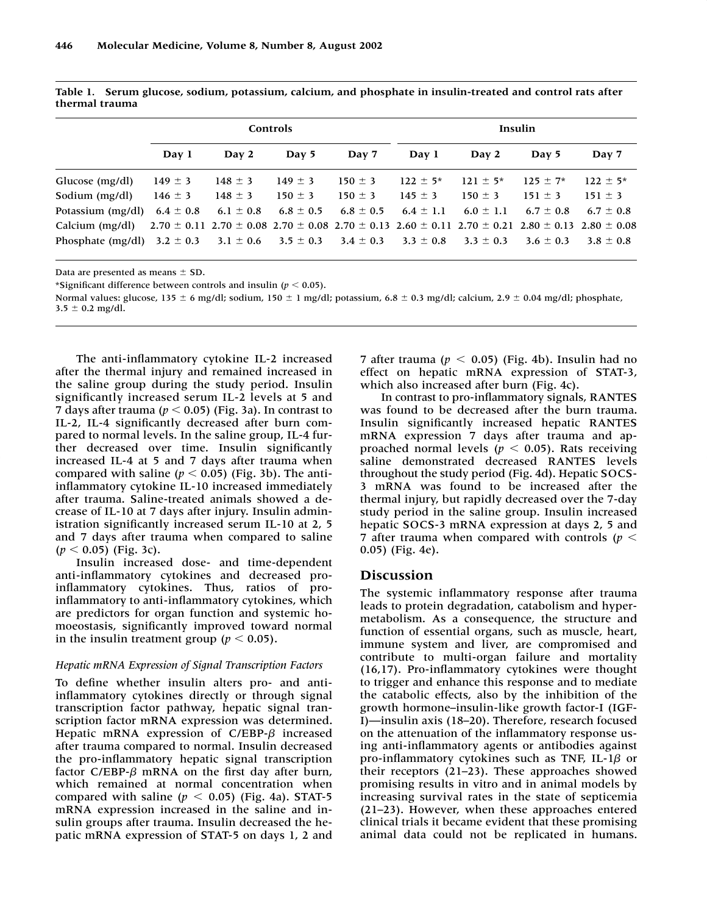**Table 1. Serum glucose, sodium, potassium, calcium, and phosphate in insulin-treated and control rats after thermal trauma**

| | Controls | | | | Insulin | | | |
|---|---|---|---|---|---|---|---|---|
| | Day 1 | Day 2 | Day 5 | Day 7 | Day 1 | Day 2 | Day 5 | Day 7 |
| Glucose (mg/dl) | 149 ± 3 | 148 ± 3 | 149 ± 3 | 150 ± 3 | 122 ± 5* | 121 ± 5* | 125 ± 7* | 122 ± 5* |
| Sodium (mg/dl) | 146 ± 3 | 148 ± 3 | 150 ± 3 | 150 ± 3 | 145 ± 3 | 150 ± 3 | 151 ± 3 | 151 ± 3 |
| Potassium (mg/dl) | 6.4 ± 0.8 | 6.1 ± 0.8 | 6.8 ± 0.5 | 6.8 ± 0.5 | 6.4 ± 1.1 | 6.0 ± 1.1 | 6.7 ± 0.8 | 6.7 ± 0.8 |
| Calcium (mg/dl) | 2.70 ± 0.11 | 2.70 ± 0.08 | 2.70 ± 0.08 | 2.70 ± 0.13 | 2.60 ± 0.11 | 2.70 ± 0.21 | 2.80 ± 0.13 | 2.80 ± 0.08 |
| Phosphate (mg/dl) | 3.2 ± 0.3 | 3.1 ± 0.6 | 3.5 ± 0.3 | 3.4 ± 0.3 | 3.3 ± 0.8 | 3.3 ± 0.3 | 3.6 ± 0.3 | 3.8 ± 0.8 |

Data are presented as means ± SD.

*Significant difference between controls and insulin ($p < 0.05$).

Normal values: glucose, 135 ± 6 mg/dl; sodium, 150 ± 1 mg/dl; potassium, 6.8 ± 0.3 mg/dl; calcium, 2.9 ± 0.04 mg/dl; phosphate, 3.5 ± 0.2 mg/dl.

The anti-inflammatory cytokine IL-2 increased after the thermal injury and remained increased in the saline group during the study period. Insulin significantly increased serum IL-2 levels at 5 and 7 days after trauma ($p < 0.05$) (Fig. 3a). In contrast to IL-2, IL-4 significantly decreased after burn compared to normal levels. In the saline group, IL-4 further decreased over time. Insulin significantly increased IL-4 at 5 and 7 days after trauma when compared with saline ($p < 0.05$) (Fig. 3b). The anti-inflammatory cytokine IL-10 increased immediately after trauma. Saline-treated animals showed a decrease of IL-10 at 7 days after injury. Insulin administration significantly increased serum IL-10 at 2, 5 and 7 days after trauma when compared to saline ($p < 0.05$) (Fig. 3c).

Insulin increased dose- and time-dependent anti-inflammatory cytokines and decreased pro-inflammatory cytokines. Thus, ratios of pro-inflammatory to anti-inflammatory cytokines, which are predictors for organ function and systemic homoeostasis, significantly improved toward normal in the insulin treatment group ($p < 0.05$).

### *Hepatic mRNA Expression of Signal Transcription Factors*

To define whether insulin alters pro- and anti-inflammatory cytokines directly or through signal transcription factor pathway, hepatic signal transcription factor mRNA expression was determined. Hepatic mRNA expression of C/EBP-$\beta$ increased after trauma compared to normal. Insulin decreased the pro-inflammatory hepatic signal transcription factor C/EBP-$\beta$ mRNA on the first day after burn, which remained at normal concentration when compared with saline ($p < 0.05$) (Fig. 4a). STAT-5 mRNA expression increased in the saline and insulin groups after trauma. Insulin decreased the hepatic mRNA expression of STAT-5 on days 1, 2 and 7 after trauma ($p < 0.05$) (Fig. 4b). Insulin had no effect on hepatic mRNA expression of STAT-3, which also increased after burn (Fig. 4c).

In contrast to pro-inflammatory signals, RANTES was found to be decreased after the burn trauma. Insulin significantly increased hepatic RANTES mRNA expression 7 days after trauma and approached normal levels ($p < 0.05$). Rats receiving saline demonstrated decreased RANTES levels throughout the study period (Fig. 4d). Hepatic SOCS-3 mRNA was found to be increased after the thermal injury, but rapidly decreased over the 7-day study period in the saline group. Insulin increased hepatic SOCS-3 mRNA expression at days 2, 5 and 7 after trauma when compared with controls ($p < 0.05$) (Fig. 4e).

## Discussion

The systemic inflammatory response after trauma leads to protein degradation, catabolism and hypermetabolism. As a consequence, the structure and function of essential organs, such as muscle, heart, immune system and liver, are compromised and contribute to multi-organ failure and mortality (16,17). Pro-inflammatory cytokines were thought to trigger and enhance this response and to mediate the catabolic effects, also by the inhibition of the growth hormone–insulin-like growth factor-I (IGF-I)—insulin axis (18–20). Therefore, research focused on the attenuation of the inflammatory response using anti-inflammatory agents or antibodies against pro-inflammatory cytokines such as TNF, IL-1$\beta$ or their receptors (21–23). These approaches showed promising results in vitro and in animal models by increasing survival rates in the state of septicemia (21–23). However, when these approaches entered clinical trials it became evident that these promising animal data could not be replicated in humans.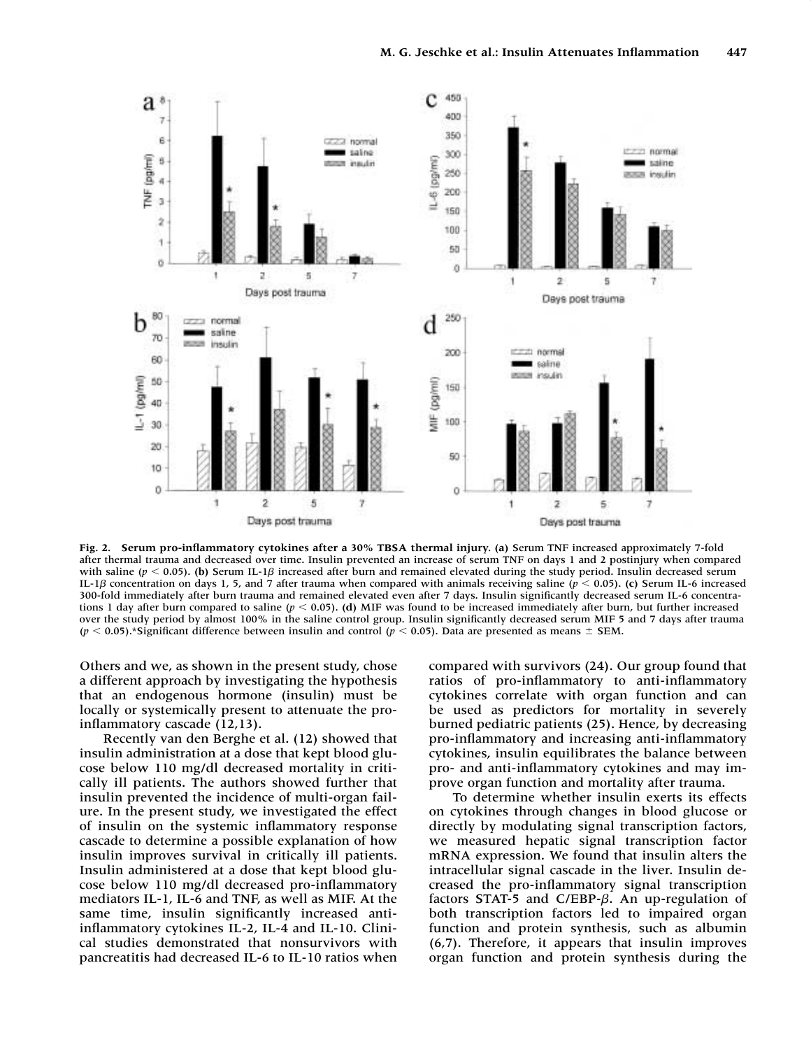**Fig. 2. Serum pro-inflammatory cytokines after a 30% TBSA thermal injury. (a)** Serum TNF increased approximately 7-fold after thermal trauma and decreased over time. Insulin prevented an increase of serum TNF on days 1 and 2 postinjury when compared with saline ($p < 0.05$). **(b)** Serum IL-1$\beta$ increased after burn and remained elevated during the study period. Insulin decreased serum IL-1$\beta$ concentration on days 1, 5, and 7 after trauma when compared with animals receiving saline ($p < 0.05$). **(c)** Serum IL-6 increased 300-fold immediately after burn trauma and remained elevated even after 7 days. Insulin significantly decreased serum IL-6 concentrations 1 day after burn compared to saline ($p < 0.05$). **(d)** MIF was found to be increased immediately after burn, but further increased over the study period by almost 100% in the saline control group. Insulin significantly decreased serum MIF 5 and 7 days after trauma ($p < 0.05$).*Significant difference between insulin and control ($p < 0.05$). Data are presented as means ± SEM.

Others and we, as shown in the present study, chose a different approach by investigating the hypothesis that an endogenous hormone (insulin) must be locally or systemically present to attenuate the pro-inflammatory cascade (12,13).

Recently van den Berghe et al. (12) showed that insulin administration at a dose that kept blood glucose below 110 mg/dl decreased mortality in critically ill patients. The authors showed further that insulin prevented the incidence of multi-organ failure. In the present study, we investigated the effect of insulin on the systemic inflammatory response cascade to determine a possible explanation of how insulin improves survival in critically ill patients. Insulin administered at a dose that kept blood glucose below 110 mg/dl decreased pro-inflammatory mediators IL-1, IL-6 and TNF, as well as MIF. At the same time, insulin significantly increased anti-inflammatory cytokines IL-2, IL-4 and IL-10. Clinical studies demonstrated that nonsurvivors with pancreatitis had decreased IL-6 to IL-10 ratios when compared with survivors (24). Our group found that ratios of pro-inflammatory to anti-inflammatory cytokines correlate with organ function and can be used as predictors for mortality in severely burned pediatric patients (25). Hence, by decreasing pro-inflammatory and increasing anti-inflammatory cytokines, insulin equilibrates the balance between pro- and anti-inflammatory cytokines and may improve organ function and mortality after trauma.

To determine whether insulin exerts its effects on cytokines through changes in blood glucose or directly by modulating signal transcription factors, we measured hepatic signal transcription factor mRNA expression. We found that insulin alters the intracellular signal cascade in the liver. Insulin decreased the pro-inflammatory signal transcription factors STAT-5 and C/EBP-$\beta$. An up-regulation of both transcription factors led to impaired organ function and protein synthesis, such as albumin (6,7). Therefore, it appears that insulin improves organ function and protein synthesis during the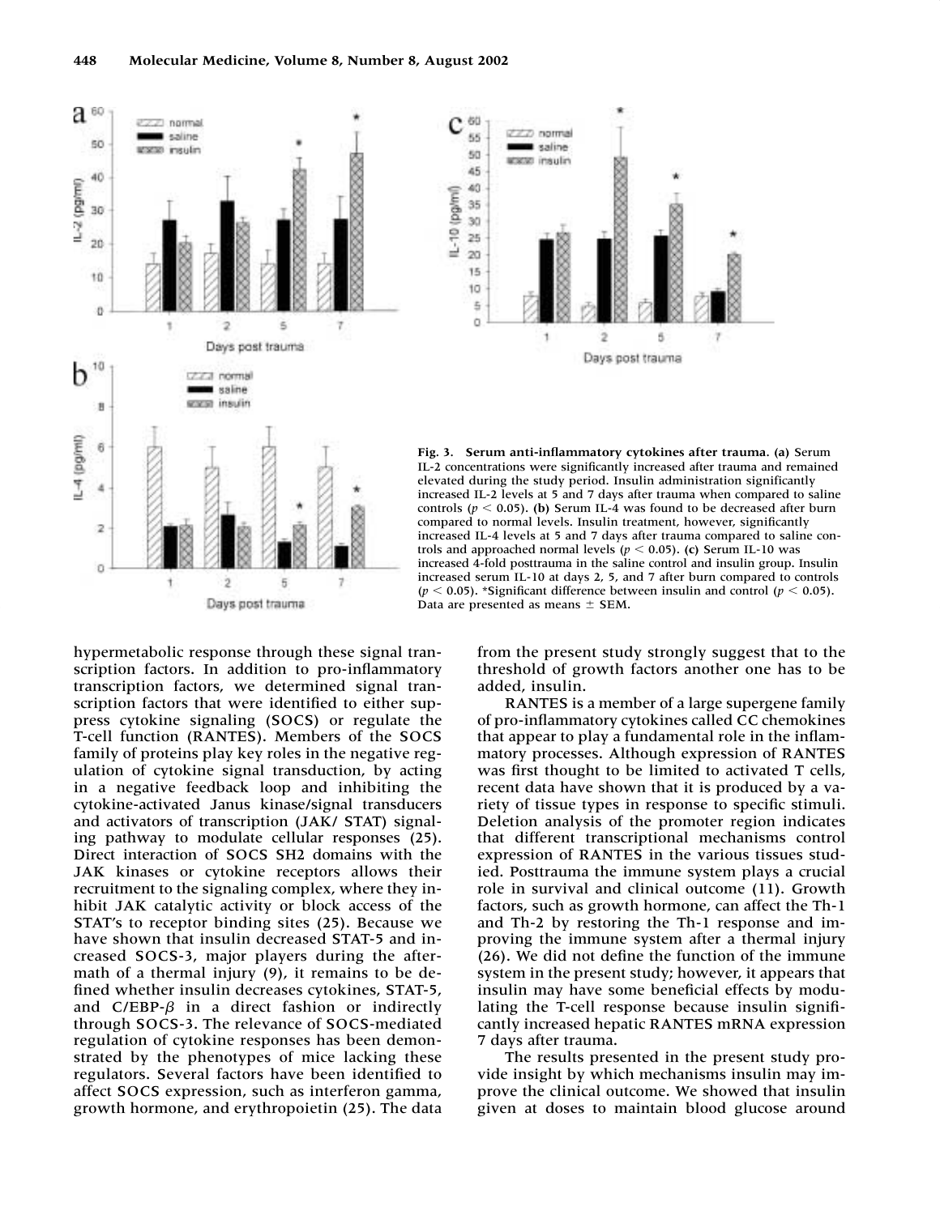**Fig. 3. Serum anti-inflammatory cytokines after trauma.** **(a)** Serum IL-2 concentrations were significantly increased after trauma and remained elevated during the study period. Insulin administration significantly increased IL-2 levels at 5 and 7 days after trauma when compared to saline controls ($p < 0.05$). **(b)** Serum IL-4 was found to be decreased after burn compared to normal levels. Insulin treatment, however, significantly increased IL-4 levels at 5 and 7 days after trauma compared to saline controls and approached normal levels ($p < 0.05$). **(c)** Serum IL-10 was increased 4-fold posttrauma in the saline control and insulin group. Insulin increased serum IL-10 at days 2, 5, and 7 after burn compared to controls ($p < 0.05$). *Significant difference between insulin and control ($p < 0.05$). Data are presented as means ± SEM.

hypermetabolic response through these signal transcription factors. In addition to pro-inflammatory transcription factors, we determined signal transcription factors that were identified to either suppress cytokine signaling (SOCS) or regulate the T-cell function (RANTES). Members of the SOCS family of proteins play key roles in the negative regulation of cytokine signal transduction, by acting in a negative feedback loop and inhibiting the cytokine-activated Janus kinase/signal transducers and activators of transcription (JAK/ STAT) signaling pathway to modulate cellular responses (25). Direct interaction of SOCS SH2 domains with the JAK kinases or cytokine receptors allows their recruitment to the signaling complex, where they inhibit JAK catalytic activity or block access of the STAT's to receptor binding sites (25). Because we have shown that insulin decreased STAT-5 and increased SOCS-3, major players during the aftermath of a thermal injury (9), it remains to be defined whether insulin decreases cytokines, STAT-5, and C/EBP-$\beta$ in a direct fashion or indirectly through SOCS-3. The relevance of SOCS-mediated regulation of cytokine responses has been demonstrated by the phenotypes of mice lacking these regulators. Several factors have been identified to affect SOCS expression, such as interferon gamma, growth hormone, and erythropoietin (25). The data from the present study strongly suggest that to the threshold of growth factors another one has to be added, insulin.

RANTES is a member of a large supergene family of pro-inflammatory cytokines called CC chemokines that appear to play a fundamental role in the inflammatory processes. Although expression of RANTES was first thought to be limited to activated T cells, recent data have shown that it is produced by a variety of tissue types in response to specific stimuli. Deletion analysis of the promoter region indicates that different transcriptional mechanisms control expression of RANTES in the various tissues studied. Posttrauma the immune system plays a crucial role in survival and clinical outcome (11). Growth factors, such as growth hormone, can affect the Th-1 and Th-2 by restoring the Th-1 response and improving the immune system after a thermal injury (26). We did not define the function of the immune system in the present study; however, it appears that insulin may have some beneficial effects by modulating the T-cell response because insulin significantly increased hepatic RANTES mRNA expression 7 days after trauma.

The results presented in the present study provide insight by which mechanisms insulin may improve the clinical outcome. We showed that insulin given at doses to maintain blood glucose around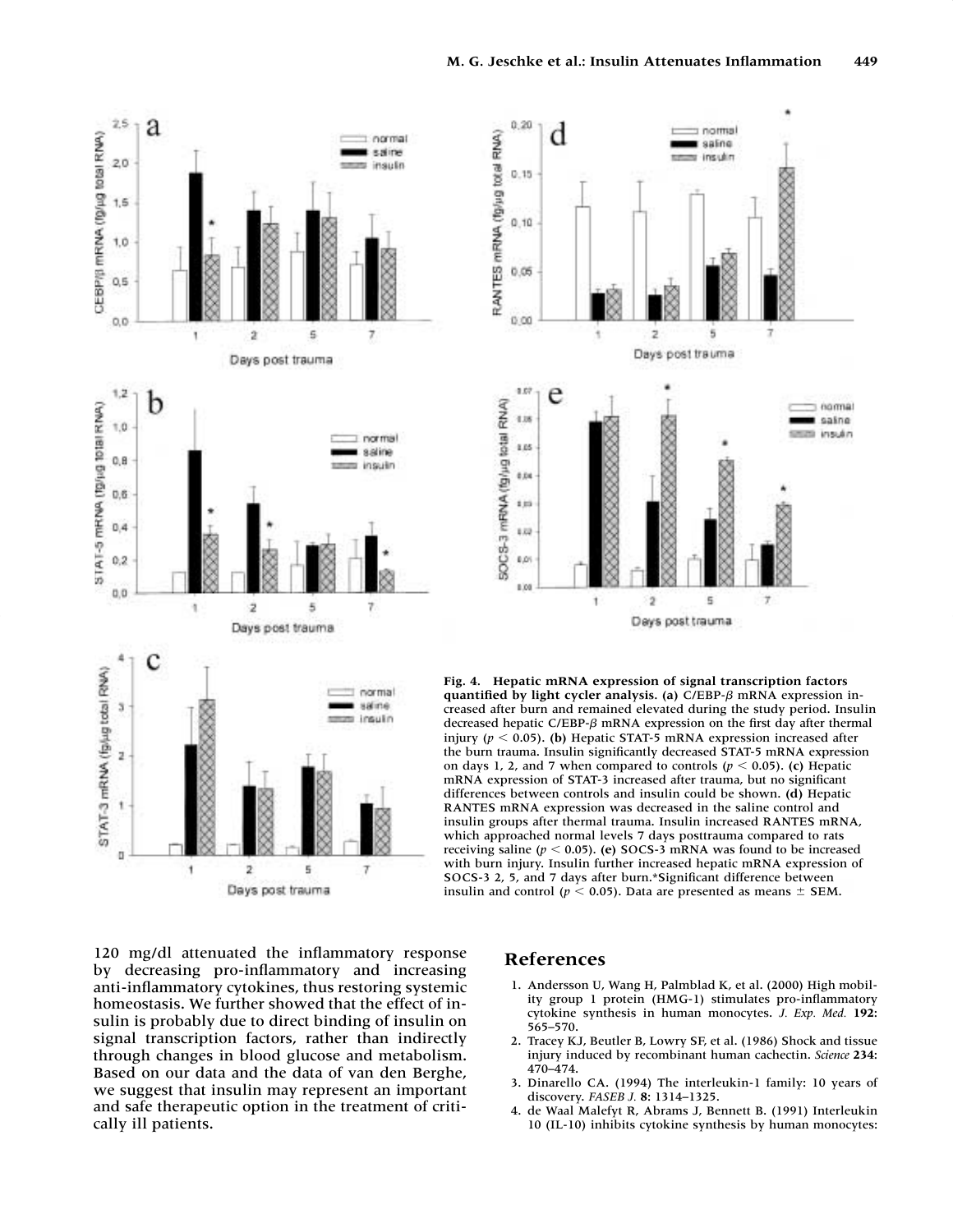Fig. 4. **Hepatic mRNA expression of signal transcription factors quantified by light cycler analysis.** **(a)** C/EBP-$\beta$ mRNA expression increased after burn and remained elevated during the study period. Insulin decreased hepatic C/EBP-$\beta$ mRNA expression on the first day after thermal injury ($p < 0.05$). **(b)** Hepatic STAT-5 mRNA expression increased after the burn trauma. Insulin significantly decreased STAT-5 mRNA expression on days 1, 2, and 7 when compared to controls ($p < 0.05$). **(c)** Hepatic mRNA expression of STAT-3 increased after trauma, but no significant differences between controls and insulin could be shown. **(d)** Hepatic RANTES mRNA expression was decreased in the saline control and insulin groups after thermal trauma. Insulin increased RANTES mRNA, which approached normal levels 7 days posttrauma compared to rats receiving saline ($p < 0.05$). **(e)** SOCS-3 mRNA was found to be increased with burn injury. Insulin further increased hepatic mRNA expression of SOCS-3 2, 5, and 7 days after burn.*Significant difference between insulin and control ($p < 0.05$). Data are presented as means ± SEM.

120 mg/dl attenuated the inflammatory response by decreasing pro-inflammatory and increasing anti-inflammatory cytokines, thus restoring systemic homeostasis. We further showed that the effect of insulin is probably due to direct binding of insulin on signal transcription factors, rather than indirectly through changes in blood glucose and metabolism. Based on our data and the data of van den Berghe, we suggest that insulin may represent an important and safe therapeutic option in the treatment of critically ill patients.

## References

1. Andersson U, Wang H, Palmblad K, et al. (2000) High mobility group 1 protein (HMG-1) stimulates pro-inflammatory cytokine synthesis in human monocytes. *J. Exp. Med.* **192:** 565–570.
2. Tracey KJ, Beutler B, Lowry SF, et al. (1986) Shock and tissue injury induced by recombinant human cachectin. *Science* **234:** 470–474.
3. Dinarello CA. (1994) The interleukin-1 family: 10 years of discovery. *FASEB J.* **8:** 1314–1325.
4. de Waal Malefyt R, Abrams J, Bennett B. (1991) Interleukin 10 (IL-10) inhibits cytokine synthesis by human monocytes: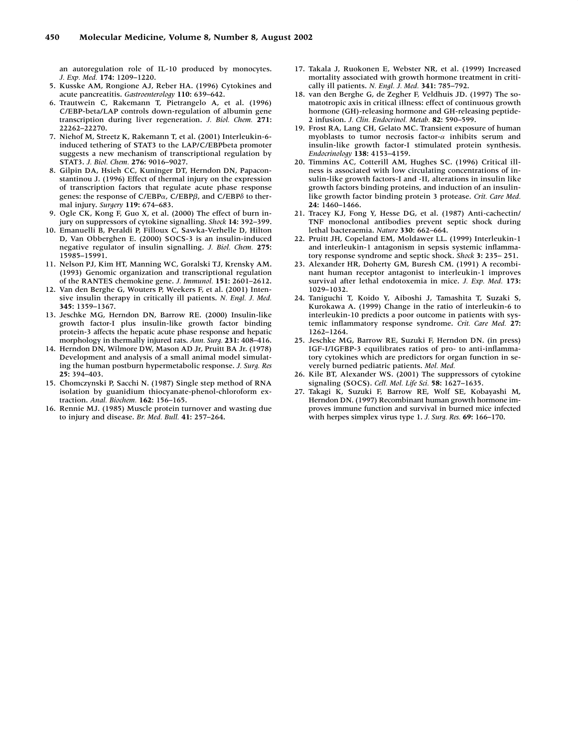an autoregulation role of IL-10 produced by monocytes. *J. Exp. Med.* **174:** 1209–1220.

5. Kusske AM, Rongione AJ, Reber HA. (1996) Cytokines and acute pancreatitis. *Gastroenterology* **110:** 639–642.
6. Trautwein C, Rakemann T, Pietrangelo A, et al. (1996) C/EBP-beta/LAP controls down-regulation of albumin gene transcription during liver regeneration. *J. Biol. Chem.* **271:** 22262–22270.
7. Niehof M, Streetz K, Rakemann T, et al. (2001) Interleukin-6-induced tethering of STAT3 to the LAP/C/EBPbeta promoter suggests a new mechanism of transcriptional regulation by STAT3. *J. Biol. Chem.* **276:** 9016–9027.
8. Gilpin DA, Hsieh CC, Kuninger DT, Herndon DN, Papaconstantinou J. (1996) Effect of thermal injury on the expression of transcription factors that regulate acute phase response genes: the response of C/EBP$\alpha$, C/EBP$\beta$, and C/EBP$\delta$ to thermal injury. *Surgery* **119:** 674–683.
9. Ogle CK, Kong F, Guo X, et al. (2000) The effect of burn injury on suppressors of cytokine signalling. *Shock* **14:** 392–399.
10. Emanuelli B, Peraldi P, Filloux C, Sawka-Verhelle D, Hilton D, Van Obberghen E. (2000) SOCS-3 is an insulin-induced negative regulator of insulin signalling. *J. Biol. Chem.* **275:** 15985–15991.
11. Nelson PJ, Kim HT, Manning WC, Goralski TJ, Krensky AM. (1993) Genomic organization and transcriptional regulation of the RANTES chemokine gene. *J. Immunol.* **151:** 2601–2612.
12. Van den Berghe G, Wouters P, Weekers F, et al. (2001) Intensive insulin therapy in critically ill patients. *N. Engl. J. Med.* **345:** 1359–1367.
13. Jeschke MG, Herndon DN, Barrow RE. (2000) Insulin-like growth factor-I plus insulin-like growth factor binding protein-3 affects the hepatic acute phase response and hepatic morphology in thermally injured rats. *Ann. Surg.* **231:** 408–416.
14. Herndon DN, Wilmore DW, Mason AD Jr, Pruitt BA Jr. (1978) Development and analysis of a small animal model simulating the human postburn hypermetabolic response. *J. Surg. Res* **25:** 394–403.
15. Chomczynski P, Sacchi N. (1987) Single step method of RNA isolation by guanidium thiocyanate-phenol-chloroform extraction. *Anal. Biochem.* **162:** 156–165.
16. Rennie MJ. (1985) Muscle protein turnover and wasting due to injury and disease. *Br. Med. Bull.* **41:** 257–264.
17. Takala J, Ruokonen E, Webster NR, et al. (1999) Increased mortality associated with growth hormone treatment in critically ill patients. *N. Engl. J. Med.* **341:** 785–792.
18. van den Berghe G, de Zegher F, Veldhuis JD. (1997) The somatotropic axis in critical illness: effect of continuous growth hormone (GH)-releasing hormone and GH-releasing peptide-2 infusion. *J. Clin. Endocrinol. Metab.* **82:** 590–599.
19. Frost RA, Lang CH, Gelato MC. Transient exposure of human myoblasts to tumor necrosis factor-$\alpha$ inhibits serum and insulin-like growth factor-I stimulated protein synthesis. *Endocrinology* **138:** 4153–4159.
20. Timmins AC, Cotterill AM, Hughes SC. (1996) Critical illness is associated with low circulating concentrations of insulin-like growth factors-I and -II, alterations in insulin like growth factors binding proteins, and induction of an insulin-like growth factor binding protein 3 protease. *Crit. Care Med.* **24:** 1460–1466.
21. Tracey KJ, Fong Y, Hesse DG, et al. (1987) Anti-cachectin/TNF monoclonal antibodies prevent septic shock during lethal bacteraemia. *Nature* **330:** 662–664.
22. Pruitt JH, Copeland EM, Moldawer LL. (1999) Interleukin-1 and interleukin-1 antagonism in sepsis systemic inflammatory response syndrome and septic shock. *Shock* **3:** 235– 251.
23. Alexander HR, Doherty GM, Buresh CM. (1991) A recombinant human receptor antagonist to interleukin-1 improves survival after lethal endotoxemia in mice. *J. Exp. Med.* **173:** 1029–1032.
24. Taniguchi T, Koido Y, Aiboshi J, Tamashita T, Suzaki S, Kurokawa A. (1999) Change in the ratio of interleukin-6 to interleukin-10 predicts a poor outcome in patients with systemic inflammatory response syndrome. *Crit. Care Med.* **27:** 1262–1264.
25. Jeschke MG, Barrow RE, Suzuki F, Herndon DN. (in press) IGF-I/IGFBP-3 equilibrates ratios of pro- to anti-inflammatory cytokines which are predictors for organ function in severely burned pediatric patients. *Mol. Med.*
26. Kile BT, Alexander WS. (2001) The suppressors of cytokine signaling (SOCS). *Cell. Mol. Life Sci.* **58:** 1627–1635.
27. Takagi K, Suzuki F, Barrow RE, Wolf SE, Kobayashi M, Herndon DN. (1997) Recombinant human growth hormone improves immune function and survival in burned mice infected with herpes simplex virus type 1. *J. Surg. Res.* **69:** 166–170.